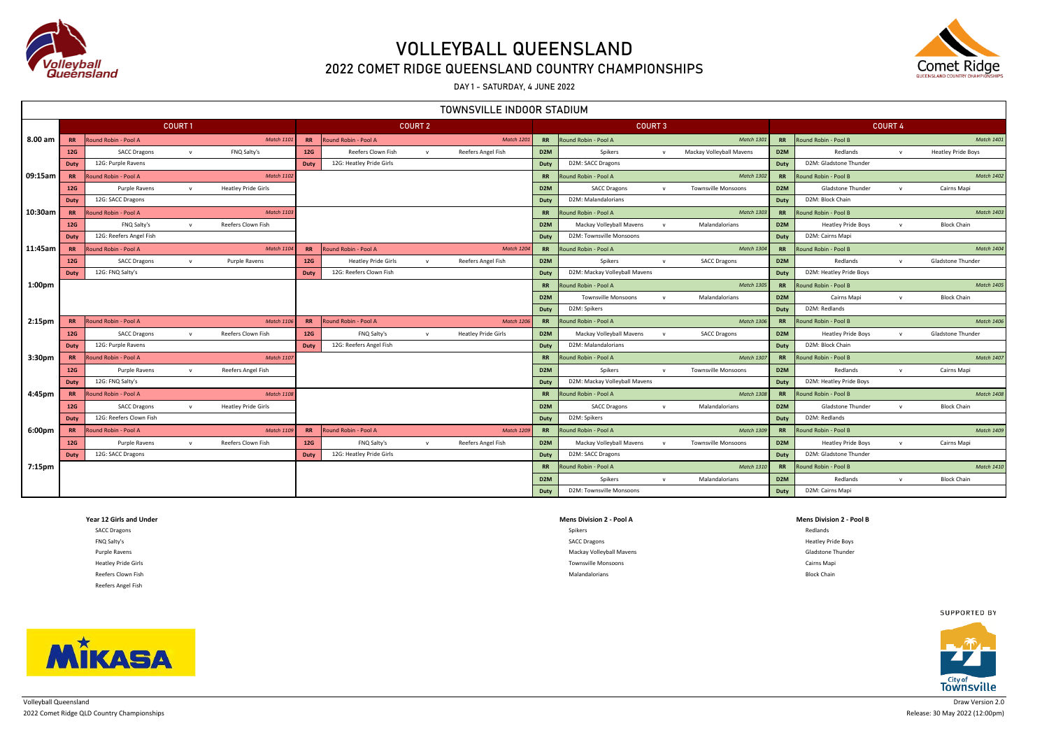# VOLLEYBALL QUEENSLAND

## 2022 COMET RIDGE QUEENSLAND COUNTRY CHAMPIONSHIPS

DAY 1 - SATURDAY, 4 JUNE 2022

### TOWNSVILLE INDOOR STADIUM

| Time | Court 1 | Court 2 | Court 3 | Court 4 |
|---|---|---|---|---|
| 8.00 am | RR: Round Robin - Pool A, *Match 1101*<br>12G: SACC Dragons v FNQ Salty's<br>Duty: 12G: Purple Ravens | RR: Round Robin - Pool A, *Match 1201*<br>12G: Reefers Clown Fish v Reefers Angel Fish<br>Duty: 12G: Heatley Pride Girls | RR: Round Robin - Pool A, *Match 1301*<br>D2M: Spikers v Mackay Volleyball Mavens<br>Duty: D2M: SACC Dragons | RR: Round Robin - Pool B, *Match 1401*<br>D2M: Redlands v Heatley Pride Boys<br>Duty: D2M: Gladstone Thunder |
| 09:15am | RR: Round Robin - Pool A, *Match 1102*<br>12G: Purple Ravens v Heatley Pride Girls<br>Duty: 12G: SACC Dragons | | RR: Round Robin - Pool A, *Match 1302*<br>D2M: SACC Dragons v Townsville Monsoons<br>Duty: D2M: Malandalorians | RR: Round Robin - Pool B, *Match 1402*<br>D2M: Gladstone Thunder v Cairns Mapi<br>Duty: D2M: Block Chain |
| 10:30am | RR: Round Robin - Pool A, *Match 1103*<br>12G: FNQ Salty's v Reefers Clown Fish<br>Duty: 12G: Reefers Angel Fish | | RR: Round Robin - Pool A, *Match 1303*<br>D2M: Mackay Volleyball Mavens v Malandalorians<br>Duty: D2M: Townsville Monsoons | RR: Round Robin - Pool B, *Match 1403*<br>D2M: Heatley Pride Boys v Block Chain<br>Duty: D2M: Cairns Mapi |
| 11:45am | RR: Round Robin - Pool A, *Match 1104*<br>12G: SACC Dragons v Purple Ravens<br>Duty: 12G: FNQ Salty's | RR: Round Robin - Pool A, *Match 1204*<br>12G: Heatley Pride Girls v Reefers Angel Fish<br>Duty: 12G: Reefers Clown Fish | RR: Round Robin - Pool A, *Match 1304*<br>D2M: Spikers v SACC Dragons<br>Duty: D2M: Mackay Volleyball Mavens | RR: Round Robin - Pool B, *Match 1404*<br>D2M: Redlands v Gladstone Thunder<br>Duty: D2M: Heatley Pride Boys |
| 1:00pm | | | RR: Round Robin - Pool A, *Match 1305*<br>D2M: Townsville Monsoons v Malandalorians<br>Duty: D2M: Spikers | RR: Round Robin - Pool B, *Match 1405*<br>D2M: Cairns Mapi v Block Chain<br>Duty: D2M: Redlands |
| 2:15pm | RR: Round Robin - Pool A, *Match 1106*<br>12G: SACC Dragons v Reefers Clown Fish<br>Duty: 12G: Purple Ravens | RR: Round Robin - Pool A, *Match 1206*<br>12G: FNQ Salty's v Heatley Pride Girls<br>Duty: 12G: Reefers Angel Fish | RR: Round Robin - Pool A, *Match 1306*<br>D2M: Mackay Volleyball Mavens v SACC Dragons<br>Duty: D2M: Malandalorians | RR: Round Robin - Pool B, *Match 1406*<br>D2M: Heatley Pride Boys v Gladstone Thunder<br>Duty: D2M: Block Chain |
| 3:30pm | RR: Round Robin - Pool A, *Match 1107*<br>12G: Purple Ravens v Reefers Angel Fish<br>Duty: 12G: FNQ Salty's | | RR: Round Robin - Pool A, *Match 1307*<br>D2M: Spikers v Townsville Monsoons<br>Duty: D2M: Mackay Volleyball Mavens | RR: Round Robin - Pool B, *Match 1407*<br>D2M: Redlands v Cairns Mapi<br>Duty: D2M: Heatley Pride Boys |
| 4:45pm | RR: Round Robin - Pool A, *Match 1108*<br>12G: SACC Dragons v Heatley Pride Girls<br>Duty: 12G: Reefers Clown Fish | | RR: Round Robin - Pool A, *Match 1308*<br>D2M: SACC Dragons v Malandalorians<br>Duty: D2M: Spikers | RR: Round Robin - Pool B, *Match 1408*<br>D2M: Gladstone Thunder v Block Chain<br>Duty: D2M: Redlands |
| 6:00pm | RR: Round Robin - Pool A, *Match 1109*<br>12G: Purple Ravens v Reefers Clown Fish<br>Duty: 12G: SACC Dragons | RR: Round Robin - Pool A, *Match 1209*<br>12G: FNQ Salty's v Reefers Angel Fish<br>Duty: 12G: Heatley Pride Girls | RR: Round Robin - Pool A, *Match 1309*<br>D2M: Mackay Volleyball Mavens v Townsville Monsoons<br>Duty: D2M: SACC Dragons | RR: Round Robin - Pool B, *Match 1409*<br>D2M: Heatley Pride Boys v Cairns Mapi<br>Duty: D2M: Gladstone Thunder |
| 7:15pm | | | RR: Round Robin - Pool A, *Match 1310*<br>D2M: Spikers v Malandalorians<br>Duty: D2M: Townsville Monsoons | RR: Round Robin - Pool B, *Match 1410*<br>D2M: Redlands v Block Chain<br>Duty: D2M: Cairns Mapi |

**Year 12 Girls and Under**
- SACC Dragons
- FNQ Salty's
- Purple Ravens
- Heatley Pride Girls
- Reefers Clown Fish
- Reefers Angel Fish

**Mens Division 2 - Pool A**
- Spikers
- SACC Dragons
- Mackay Volleyball Mavens
- Townsville Monsoons
- Malandalorians

**Mens Division 2 - Pool B**
- Redlands
- Heatley Pride Boys
- Gladstone Thunder
- Cairns Mapi
- Block Chain

SUPPORTED BY

Volleyball Queensland
2022 Comet Ridge QLD Country Championships

Draw Version 2.0
Release: 30 May 2022 (12:00pm)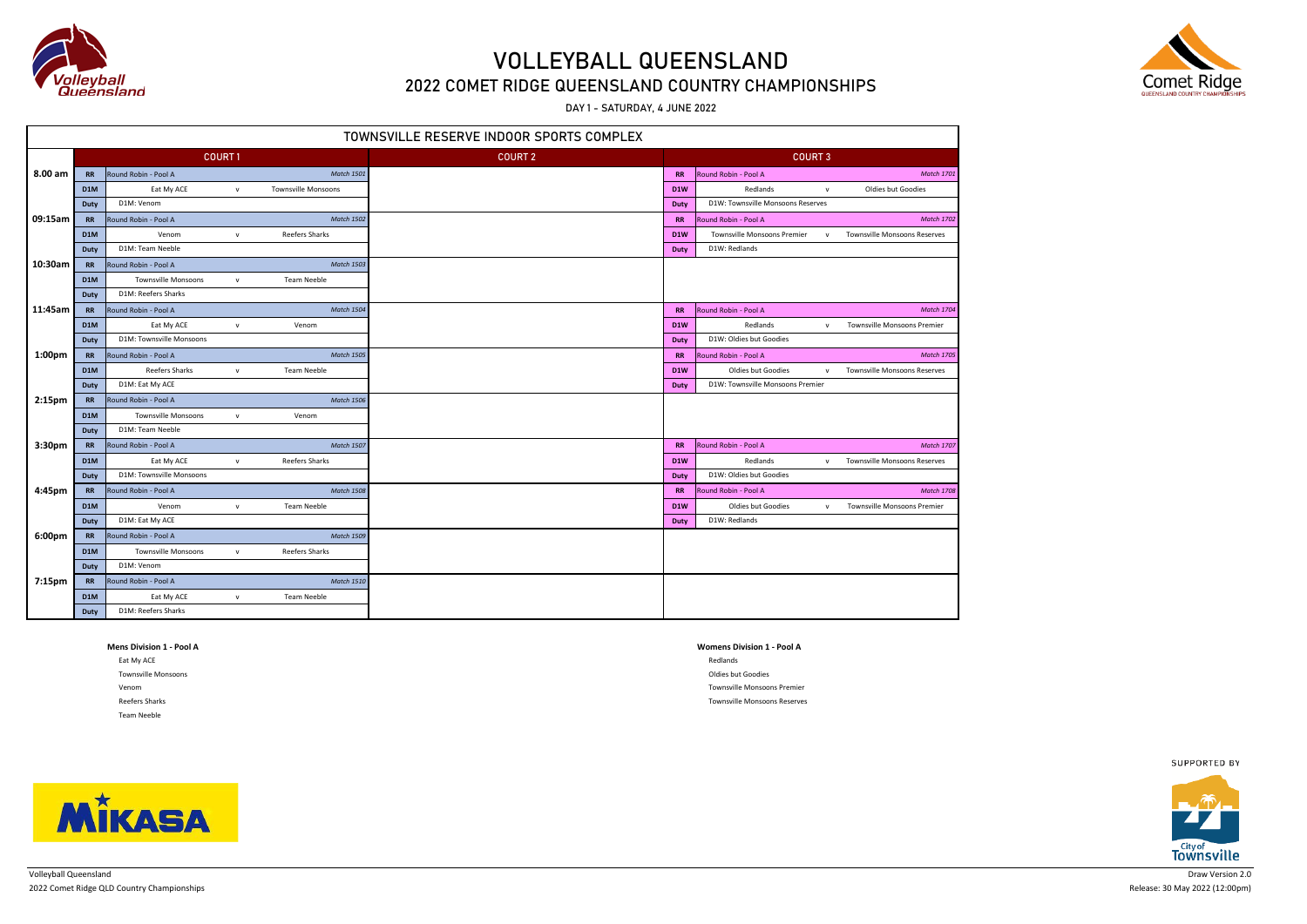# VOLLEYBALL QUEENSLAND

## 2022 COMET RIDGE QUEENSLAND COUNTRY CHAMPIONSHIPS

DAY 1 - SATURDAY, 4 JUNE 2022

### TOWNSVILLE RESERVE INDOOR SPORTS COMPLEX

| Time | Court 1 | Court 2 | Court 3 |
|---|---|---|---|
| 8.00 am | RR: Round Robin - Pool A — *Match 1501*<br>D1M: Eat My ACE v Townsville Monsoons<br>Duty: D1M: Venom | | RR: Round Robin - Pool A — *Match 1701*<br>D1W: Redlands v Oldies but Goodies<br>Duty: D1W: Townsville Monsoons Reserves |
| 09:15am | RR: Round Robin - Pool A — *Match 1502*<br>D1M: Venom v Reefers Sharks<br>Duty: D1M: Team Neeble | | RR: Round Robin - Pool A — *Match 1702*<br>D1W: Townsville Monsoons Premier v Townsville Monsoons Reserves<br>Duty: D1W: Redlands |
| 10:30am | RR: Round Robin - Pool A — *Match 1503*<br>D1M: Townsville Monsoons v Team Neeble<br>Duty: D1M: Reefers Sharks | | |
| 11:45am | RR: Round Robin - Pool A — *Match 1504*<br>D1M: Eat My ACE v Venom<br>Duty: D1M: Townsville Monsoons | | RR: Round Robin - Pool A — *Match 1704*<br>D1W: Redlands v Townsville Monsoons Premier<br>Duty: D1W: Oldies but Goodies |
| 1:00pm | RR: Round Robin - Pool A — *Match 1505*<br>D1M: Reefers Sharks v Team Neeble<br>Duty: D1M: Eat My ACE | | RR: Round Robin - Pool A — *Match 1705*<br>D1W: Oldies but Goodies v Townsville Monsoons Reserves<br>Duty: D1W: Townsville Monsoons Premier |
| 2:15pm | RR: Round Robin - Pool A — *Match 1506*<br>D1M: Townsville Monsoons v Venom<br>Duty: D1M: Team Neeble | | |
| 3:30pm | RR: Round Robin - Pool A — *Match 1507*<br>D1M: Eat My ACE v Reefers Sharks<br>Duty: D1M: Townsville Monsoons | | RR: Round Robin - Pool A — *Match 1707*<br>D1W: Redlands v Townsville Monsoons Reserves<br>Duty: D1W: Oldies but Goodies |
| 4:45pm | RR: Round Robin - Pool A — *Match 1508*<br>D1M: Venom v Team Neeble<br>Duty: D1M: Eat My ACE | | RR: Round Robin - Pool A — *Match 1708*<br>D1W: Oldies but Goodies v Townsville Monsoons Premier<br>Duty: D1W: Redlands |
| 6:00pm | RR: Round Robin - Pool A — *Match 1509*<br>D1M: Townsville Monsoons v Reefers Sharks<br>Duty: D1M: Venom | | |
| 7:15pm | RR: Round Robin - Pool A — *Match 1510*<br>D1M: Eat My ACE v Team Neeble<br>Duty: D1M: Reefers Sharks | | |

**Mens Division 1 - Pool A**

- Eat My ACE
- Townsville Monsoons
- Venom
- Reefers Sharks
- Team Neeble

**Womens Division 1 - Pool A**

- Redlands
- Oldies but Goodies
- Townsville Monsoons Premier
- Townsville Monsoons Reserves

SUPPORTED BY

Volleyball Queensland
2022 Comet Ridge QLD Country Championships

Draw Version 2.0
Release: 30 May 2022 (12:00pm)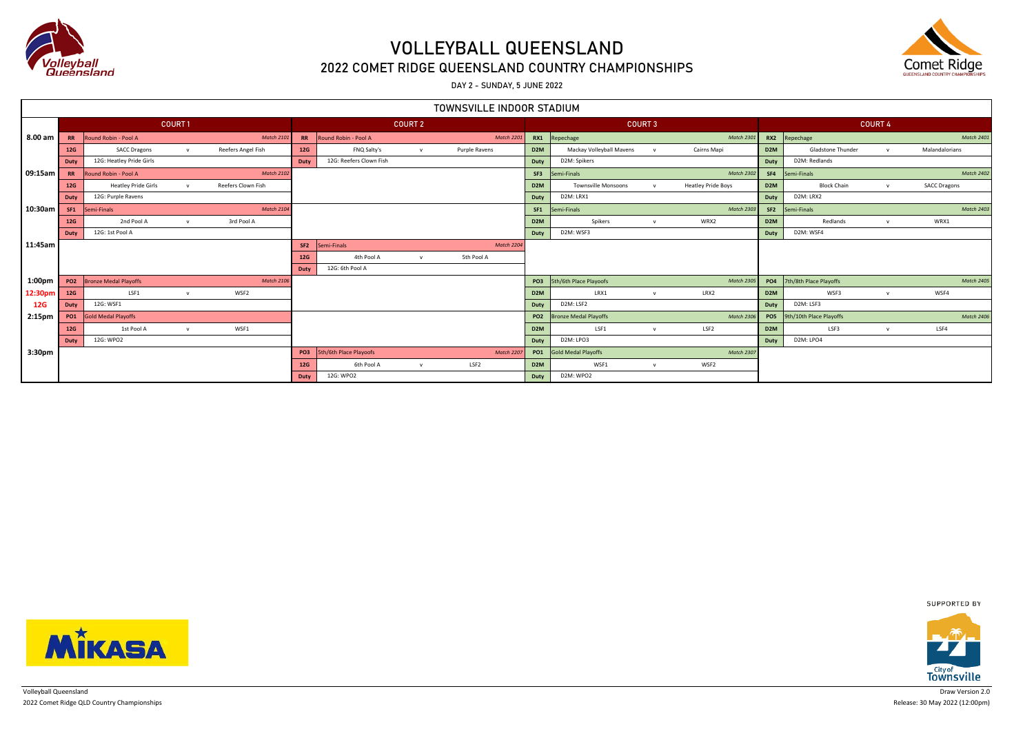# VOLLEYBALL QUEENSLAND

## 2022 COMET RIDGE QUEENSLAND COUNTRY CHAMPIONSHIPS

DAY 2 - SUNDAY, 5 JUNE 2022

### TOWNSVILLE INDOOR STADIUM

| Time | COURT 1 | COURT 2 | COURT 3 | COURT 4 |
|---|---|---|---|---|
| 8.00 am | **RR** Round Robin - Pool A — *Match 2101*<br>**12G** SACC Dragons v Reefers Angel Fish<br>**Duty** 12G: Heatley Pride Girls | **RR** Round Robin - Pool A — *Match 2201*<br>**12G** FNQ Salty's v Purple Ravens<br>**Duty** 12G: Reefers Clown Fish | **RX1** Repechage — *Match 2301*<br>**D2M** Mackay Volleyball Mavens v Cairns Mapi<br>**Duty** D2M: Spikers | **RX2** Repechage — *Match 2401*<br>**D2M** Gladstone Thunder v Malandalorians<br>**Duty** D2M: Redlands |
| 09:15am | **RR** Round Robin - Pool A — *Match 2102*<br>**12G** Heatley Pride Girls v Reefers Clown Fish<br>**Duty** 12G: Purple Ravens | | **SF3** Semi-Finals — *Match 2302*<br>**D2M** Townsville Monsoons v Heatley Pride Boys<br>**Duty** D2M: LRX1 | **SF4** Semi-Finals — *Match 2402*<br>**D2M** Block Chain v SACC Dragons<br>**Duty** D2M: LRX2 |
| 10:30am | **SF1** Semi-Finals — *Match 2104*<br>**12G** 2nd Pool A v 3rd Pool A<br>**Duty** 12G: 1st Pool A | | **SF1** Semi-Finals — *Match 2303*<br>**D2M** Spikers v WRX2<br>**Duty** D2M: WSF3 | **SF2** Semi-Finals — *Match 2403*<br>**D2M** Redlands v WRX1<br>**Duty** D2M: WSF4 |
| 11:45am | | **SF2** Semi-Finals — *Match 2204*<br>**12G** 4th Pool A v 5th Pool A<br>**Duty** 12G: 6th Pool A | | |
| 1:00pm<br>12:30pm<br>12G | **PO2** Bronze Medal Playoffs — *Match 2106*<br>**12G** LSF1 v WSF2<br>**Duty** 12G: WSF1 | | **PO3** 5th/6th Place Playoofs — *Match 2305*<br>**D2M** LRX1 v LRX2<br>**Duty** D2M: LSF2 | **PO4** 7th/8th Place Playoffs — *Match 2405*<br>**D2M** WSF3 v WSF4<br>**Duty** D2M: LSF3 |
| 2:15pm | **PO1** Gold Medal Playoffs<br>**12G** 1st Pool A v WSF1<br>**Duty** 12G: WPO2 | | **PO2** Bronze Medal Playoffs — *Match 2306*<br>**D2M** LSF1 v LSF2<br>**Duty** D2M: LPO3 | **PO5** 9th/10th Place Playoffs — *Match 2406*<br>**D2M** LSF3 v LSF4<br>**Duty** D2M: LPO4 |
| 3:30pm | | **PO3** 5th/6th Place Playoofs — *Match 2207*<br>**12G** 6th Pool A v LSF2<br>**Duty** 12G: WPO2 | **PO1** Gold Medal Playoffs — *Match 2307*<br>**D2M** WSF1 v WSF2<br>**Duty** D2M: WPO2 | |

SUPPORTED BY

Volleyball Queensland
2022 Comet Ridge QLD Country Championships

Draw Version 2.0
Release: 30 May 2022 (12:00pm)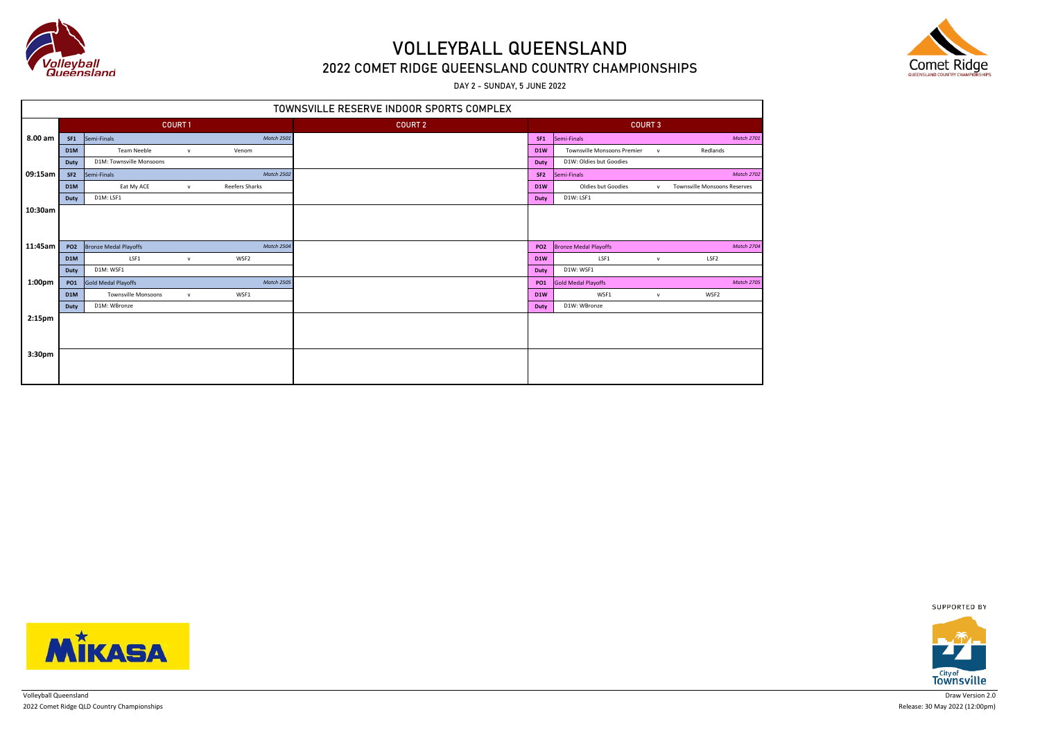# VOLLEYBALL QUEENSLAND

## 2022 COMET RIDGE QUEENSLAND COUNTRY CHAMPIONSHIPS

DAY 2 - SUNDAY, 5 JUNE 2022

### TOWNSVILLE RESERVE INDOOR SPORTS COMPLEX

| | COURT 1 | | | | | COURT 2 | COURT 3 | | | | |
|---|---|---|---|---|---|---|---|---|---|---|---|
| **8.00 am** | **SF1** | Semi-Finals | | | *Match 2501* | | **SF1** | Semi-Finals | | | *Match 2701* |
| | **D1M** | Team Neeble | v | Venom | | | **D1W** | Townsville Monsoons Premier | v | Redlands | |
| | **Duty** | D1M: Townsville Monsoons | | | | | **Duty** | D1W: Oldies but Goodies | | | |
| **09:15am** | **SF2** | Semi-Finals | | | *Match 2502* | | **SF2** | Semi-Finals | | | *Match 2702* |
| | **D1M** | Eat My ACE | v | Reefers Sharks | | | **D1W** | Oldies but Goodies | v | Townsville Monsoons Reserves | |
| | **Duty** | D1M: LSF1 | | | | | **Duty** | D1W: LSF1 | | | |
| **10:30am** | | | | | | | | | | | |
| **11:45am** | **PO2** | Bronze Medal Playoffs | | | *Match 2504* | | **PO2** | Bronze Medal Playoffs | | | *Match 2704* |
| | **D1M** | LSF1 | v | WSF2 | | | **D1W** | LSF1 | v | LSF2 | |
| | **Duty** | D1M: WSF1 | | | | | **Duty** | D1W: WSF1 | | | |
| **1:00pm** | **PO1** | Gold Medal Playoffs | | | *Match 2505* | | **PO1** | Gold Medal Playoffs | | | *Match 2705* |
| | **D1M** | Townsville Monsoons | v | WSF1 | | | **D1W** | WSF1 | v | WSF2 | |
| | **Duty** | D1M: WBronze | | | | | **Duty** | D1W: WBronze | | | |
| **2:15pm** | | | | | | | | | | | |
| **3:30pm** | | | | | | | | | | | |

SUPPORTED BY

Volleyball Queensland
2022 Comet Ridge QLD Country Championships

Draw Version 2.0
Release: 30 May 2022 (12:00pm)